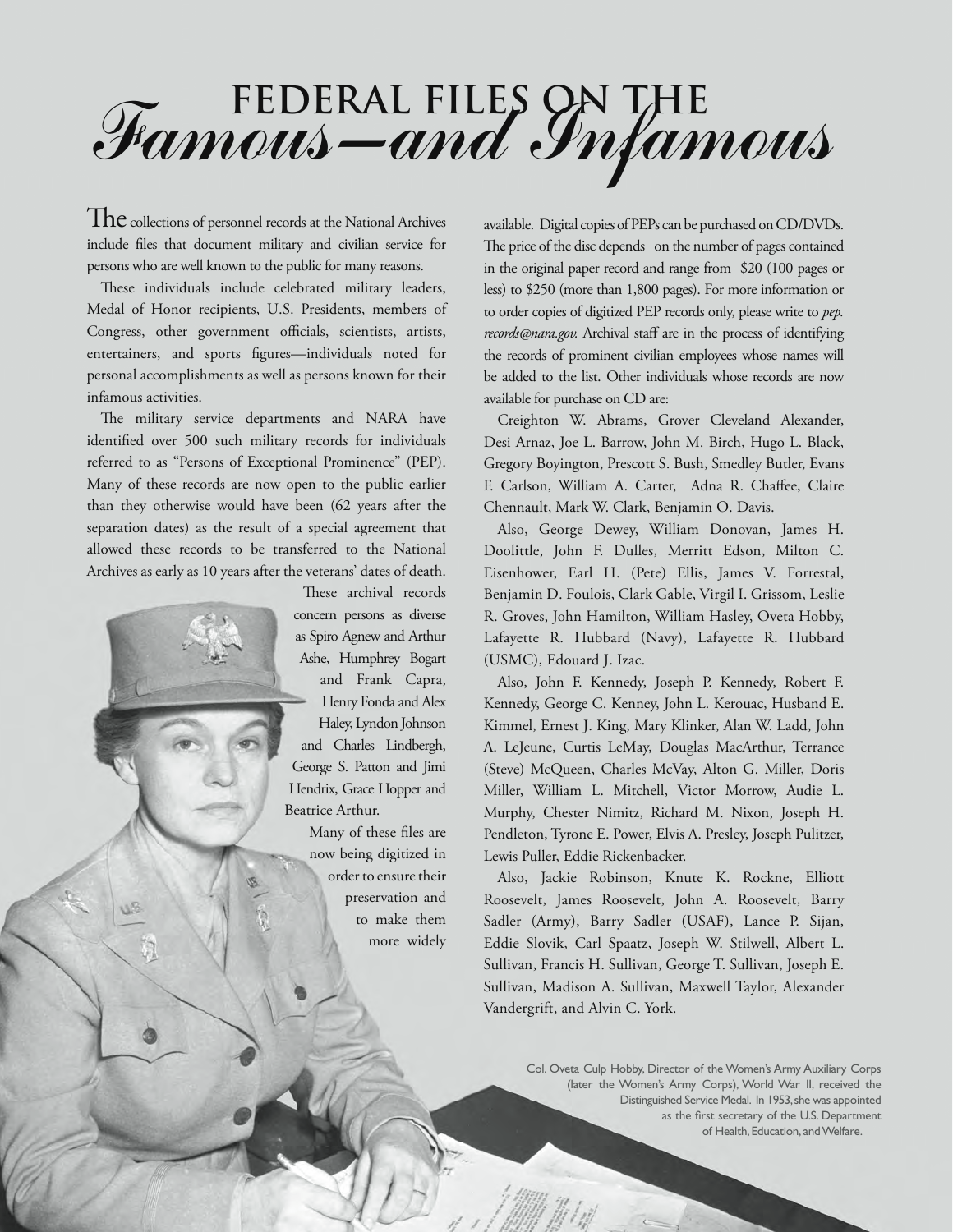# FEDERAL FILES ON THE *Famous—and Infamous*

The collections of personnel records at the National Archives include files that document military and civilian service for persons who are well known to the public for many reasons.

These individuals include celebrated military leaders, Medal of Honor recipients, U.S. Presidents, members of Congress, other government officials, scientists, artists, entertainers, and sports figures—individuals noted for personal accomplishments as well as persons known for their infamous activities.

The military service departments and NARA have identified over 500 such military records for individuals referred to as "Persons of Exceptional Prominence" (PEP). Many of these records are now open to the public earlier than they otherwise would have been (62 years after the separation dates) as the result of a special agreement that allowed these records to be transferred to the National Archives as early as 10 years after the veterans' dates of death.

These archival records concern persons as diverse as Spiro Agnew and Arthur Ashe, Humphrey Bogart and Frank Capra, Henry Fonda and Alex Haley, Lyndon Johnson and Charles Lindbergh, George S. Patton and Jimi Hendrix, Grace Hopper and Beatrice Arthur.

Many of these files are now being digitized in order to ensure their preservation and to make them more widely available. Digital copies of PEPs can be purchased on CD/DVDs. The price of the disc depends on the number of pages contained in the original paper record and range from $20 (100 pages or less) to $250 (more than 1,800 pages). For more information or to order copies of digitized PEP records only, please write to *pep.records@nara.gov.* Archival staff are in the process of identifying the records of prominent civilian employees whose names will be added to the list. Other individuals whose records are now available for purchase on CD are:

Creighton W. Abrams, Grover Cleveland Alexander, Desi Arnaz, Joe L. Barrow, John M. Birch, Hugo L. Black, Gregory Boyington, Prescott S. Bush, Smedley Butler, Evans F. Carlson, William A. Carter, Adna R. Chaffee, Claire Chennault, Mark W. Clark, Benjamin O. Davis.

Also, George Dewey, William Donovan, James H. Doolittle, John F. Dulles, Merritt Edson, Milton C. Eisenhower, Earl H. (Pete) Ellis, James V. Forrestal, Benjamin D. Foulois, Clark Gable, Virgil I. Grissom, Leslie R. Groves, John Hamilton, William Hasley, Oveta Hobby, Lafayette R. Hubbard (Navy), Lafayette R. Hubbard (USMC), Edouard J. Izac.

Also, John F. Kennedy, Joseph P. Kennedy, Robert F. Kennedy, George C. Kenney, John L. Kerouac, Husband E. Kimmel, Ernest J. King, Mary Klinker, Alan W. Ladd, John A. LeJeune, Curtis LeMay, Douglas MacArthur, Terrance (Steve) McQueen, Charles McVay, Alton G. Miller, Doris Miller, William L. Mitchell, Victor Morrow, Audie L. Murphy, Chester Nimitz, Richard M. Nixon, Joseph H. Pendleton, Tyrone E. Power, Elvis A. Presley, Joseph Pulitzer, Lewis Puller, Eddie Rickenbacker.

Also, Jackie Robinson, Knute K. Rockne, Elliott Roosevelt, James Roosevelt, John A. Roosevelt, Barry Sadler (Army), Barry Sadler (USAF), Lance P. Sijan, Eddie Slovik, Carl Spaatz, Joseph W. Stilwell, Albert L. Sullivan, Francis H. Sullivan, George T. Sullivan, Joseph E. Sullivan, Madison A. Sullivan, Maxwell Taylor, Alexander Vandergrift, and Alvin C. York.

Col. Oveta Culp Hobby, Director of the Women's Army Auxiliary Corps (later the Women's Army Corps), World War II, received the Distinguished Service Medal. In 1953, she was appointed as the first secretary of the U.S. Department of Health, Education, and Welfare.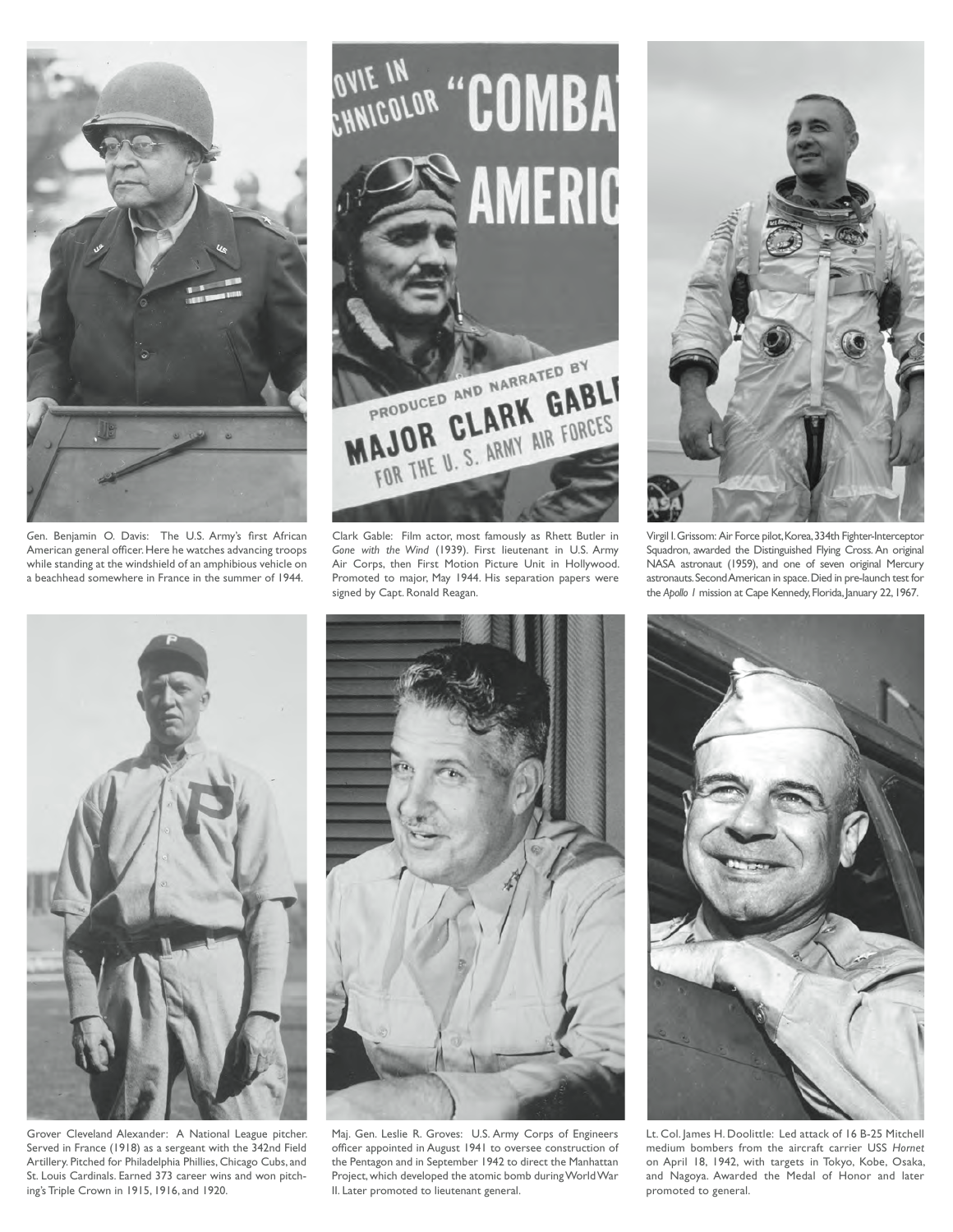Gen. Benjamin O. Davis: The U.S. Army's first African American general officer. Here he watches advancing troops while standing at the windshield of an amphibious vehicle on a beachhead somewhere in France in the summer of 1944.

Clark Gable: Film actor, most famously as Rhett Butler in *Gone with the Wind* (1939). First lieutenant in U.S. Army Air Corps, then First Motion Picture Unit in Hollywood. Promoted to major, May 1944. His separation papers were signed by Capt. Ronald Reagan.

Virgil I. Grissom: Air Force pilot, Korea, 334th Fighter-Interceptor Squadron, awarded the Distinguished Flying Cross. An original NASA astronaut (1959), and one of seven original Mercury astronauts. Second American in space. Died in pre-launch test for the *Apollo 1* mission at Cape Kennedy, Florida, January 22, 1967.

Grover Cleveland Alexander: A National League pitcher. Served in France (1918) as a sergeant with the 342nd Field Artillery. Pitched for Philadelphia Phillies, Chicago Cubs, and St. Louis Cardinals. Earned 373 career wins and won pitching's Triple Crown in 1915, 1916, and 1920.

Maj. Gen. Leslie R. Groves: U.S. Army Corps of Engineers officer appointed in August 1941 to oversee construction of the Pentagon and in September 1942 to direct the Manhattan Project, which developed the atomic bomb during World War II. Later promoted to lieutenant general.

Lt. Col. James H. Doolittle: Led attack of 16 B-25 Mitchell medium bombers from the aircraft carrier USS *Hornet* on April 18, 1942, with targets in Tokyo, Kobe, Osaka, and Nagoya. Awarded the Medal of Honor and later promoted to general.